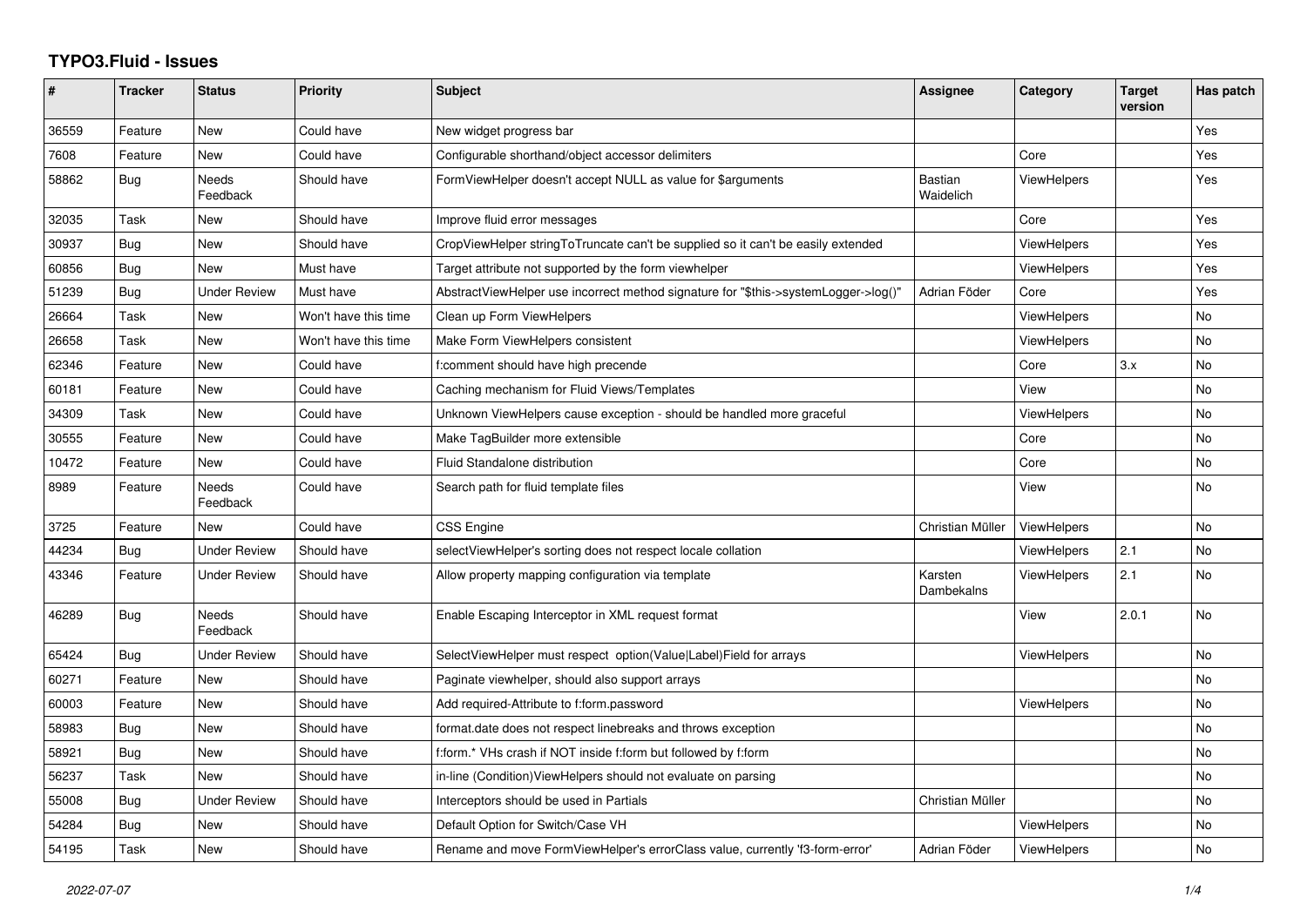# TYPO3.Fluid - Issues

| # | Tracker | Status | Priority | Subject | Assignee | Category | Target version | Has patch |
|---|---|---|---|---|---|---|---|---|
| 36559 | Feature | New | Could have | New widget progress bar | | | | Yes |
| 7608 | Feature | New | Could have | Configurable shorthand/object accessor delimiters | | Core | | Yes |
| 58862 | Bug | Needs Feedback | Should have | FormViewHelper doesn't accept NULL as value for $arguments | Bastian Waidelich | ViewHelpers | | Yes |
| 32035 | Task | New | Should have | Improve fluid error messages | | Core | | Yes |
| 30937 | Bug | New | Should have | CropViewHelper stringToTruncate can't be supplied so it can't be easily extended | | ViewHelpers | | Yes |
| 60856 | Bug | New | Must have | Target attribute not supported by the form viewhelper | | ViewHelpers | | Yes |
| 51239 | Bug | Under Review | Must have | AbstractViewHelper use incorrect method signature for "$this->systemLogger->log()" | Adrian Föder | Core | | Yes |
| 26664 | Task | New | Won't have this time | Clean up Form ViewHelpers | | ViewHelpers | | No |
| 26658 | Task | New | Won't have this time | Make Form ViewHelpers consistent | | ViewHelpers | | No |
| 62346 | Feature | New | Could have | f:comment should have high precende | | Core | 3.x | No |
| 60181 | Feature | New | Could have | Caching mechanism for Fluid Views/Templates | | View | | No |
| 34309 | Task | New | Could have | Unknown ViewHelpers cause exception - should be handled more graceful | | ViewHelpers | | No |
| 30555 | Feature | New | Could have | Make TagBuilder more extensible | | Core | | No |
| 10472 | Feature | New | Could have | Fluid Standalone distribution | | Core | | No |
| 8989 | Feature | Needs Feedback | Could have | Search path for fluid template files | | View | | No |
| 3725 | Feature | New | Could have | CSS Engine | Christian Müller | ViewHelpers | | No |
| 44234 | Bug | Under Review | Should have | selectViewHelper's sorting does not respect locale collation | | ViewHelpers | 2.1 | No |
| 43346 | Feature | Under Review | Should have | Allow property mapping configuration via template | Karsten Dambekalns | ViewHelpers | 2.1 | No |
| 46289 | Bug | Needs Feedback | Should have | Enable Escaping Interceptor in XML request format | | View | 2.0.1 | No |
| 65424 | Bug | Under Review | Should have | SelectViewHelper must respect option(Value\|Label)Field for arrays | | ViewHelpers | | No |
| 60271 | Feature | New | Should have | Paginate viewhelper, should also support arrays | | | | No |
| 60003 | Feature | New | Should have | Add required-Attribute to f:form.password | | ViewHelpers | | No |
| 58983 | Bug | New | Should have | format.date does not respect linebreaks and throws exception | | | | No |
| 58921 | Bug | New | Should have | f:form.* VHs crash if NOT inside f:form but followed by f:form | | | | No |
| 56237 | Task | New | Should have | in-line (Condition)ViewHelpers should not evaluate on parsing | | | | No |
| 55008 | Bug | Under Review | Should have | Interceptors should be used in Partials | Christian Müller | | | No |
| 54284 | Bug | New | Should have | Default Option for Switch/Case VH | | ViewHelpers | | No |
| 54195 | Task | New | Should have | Rename and move FormViewHelper's errorClass value, currently 'f3-form-error' | Adrian Föder | ViewHelpers | | No |

2022-07-07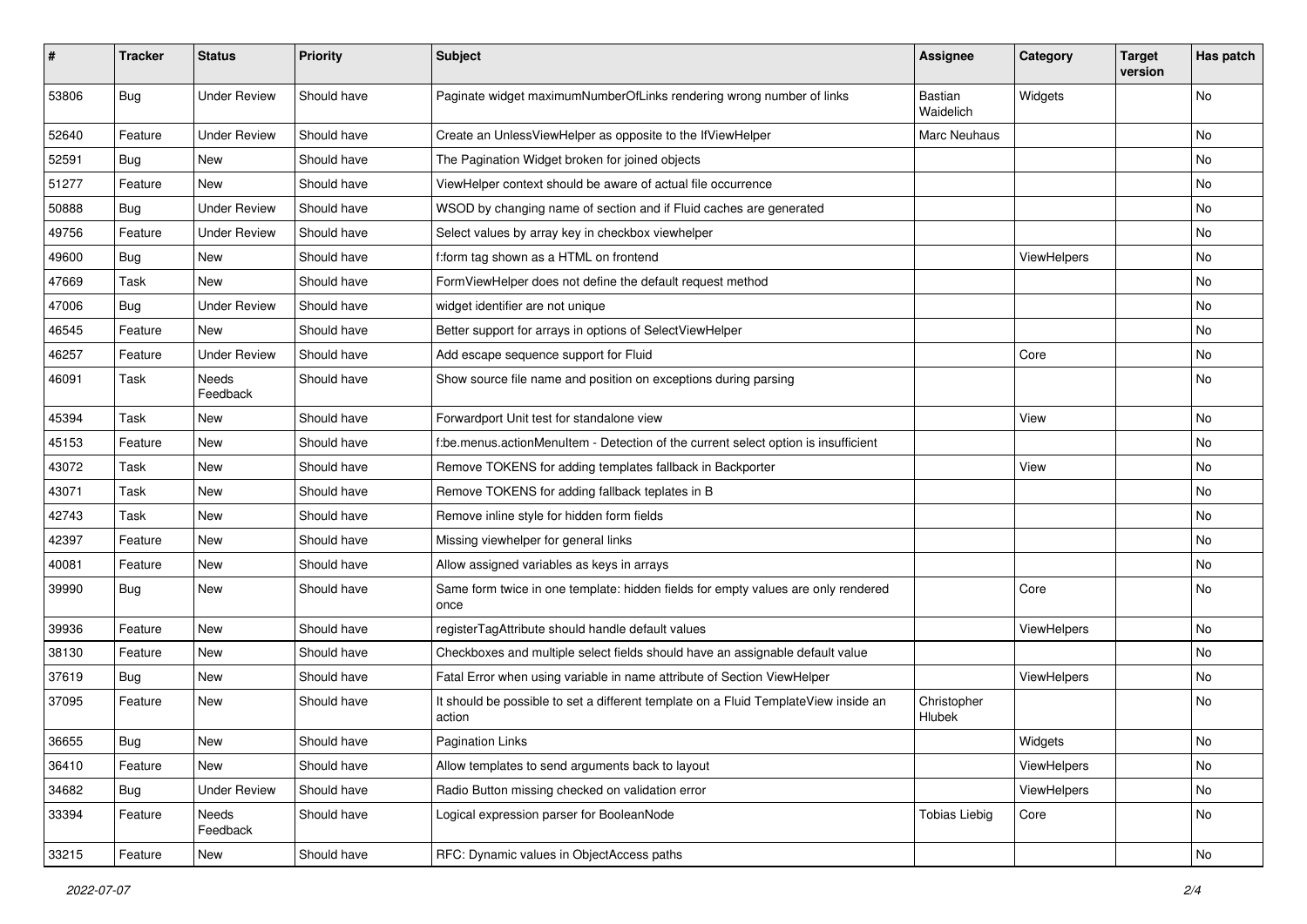| # | Tracker | Status | Priority | Subject | Assignee | Category | Target version | Has patch |
|---|---|---|---|---|---|---|---|---|
| 53806 | Bug | Under Review | Should have | Paginate widget maximumNumberOfLinks rendering wrong number of links | Bastian Waidelich | Widgets | | No |
| 52640 | Feature | Under Review | Should have | Create an UnlessViewHelper as opposite to the IfViewHelper | Marc Neuhaus | | | No |
| 52591 | Bug | New | Should have | The Pagination Widget broken for joined objects | | | | No |
| 51277 | Feature | New | Should have | ViewHelper context should be aware of actual file occurrence | | | | No |
| 50888 | Bug | Under Review | Should have | WSOD by changing name of section and if Fluid caches are generated | | | | No |
| 49756 | Feature | Under Review | Should have | Select values by array key in checkbox viewhelper | | | | No |
| 49600 | Bug | New | Should have | f:form tag shown as a HTML on frontend | | ViewHelpers | | No |
| 47669 | Task | New | Should have | FormViewHelper does not define the default request method | | | | No |
| 47006 | Bug | Under Review | Should have | widget identifier are not unique | | | | No |
| 46545 | Feature | New | Should have | Better support for arrays in options of SelectViewHelper | | | | No |
| 46257 | Feature | Under Review | Should have | Add escape sequence support for Fluid | | Core | | No |
| 46091 | Task | Needs Feedback | Should have | Show source file name and position on exceptions during parsing | | | | No |
| 45394 | Task | New | Should have | Forwardport Unit test for standalone view | | View | | No |
| 45153 | Feature | New | Should have | f:be.menus.actionMenuItem - Detection of the current select option is insufficient | | | | No |
| 43072 | Task | New | Should have | Remove TOKENS for adding templates fallback in Backporter | | View | | No |
| 43071 | Task | New | Should have | Remove TOKENS for adding fallback teplates in B | | | | No |
| 42743 | Task | New | Should have | Remove inline style for hidden form fields | | | | No |
| 42397 | Feature | New | Should have | Missing viewhelper for general links | | | | No |
| 40081 | Feature | New | Should have | Allow assigned variables as keys in arrays | | | | No |
| 39990 | Bug | New | Should have | Same form twice in one template: hidden fields for empty values are only rendered once | | Core | | No |
| 39936 | Feature | New | Should have | registerTagAttribute should handle default values | | ViewHelpers | | No |
| 38130 | Feature | New | Should have | Checkboxes and multiple select fields should have an assignable default value | | | | No |
| 37619 | Bug | New | Should have | Fatal Error when using variable in name attribute of Section ViewHelper | | ViewHelpers | | No |
| 37095 | Feature | New | Should have | It should be possible to set a different template on a Fluid TemplateView inside an action | Christopher Hlubek | | | No |
| 36655 | Bug | New | Should have | Pagination Links | | Widgets | | No |
| 36410 | Feature | New | Should have | Allow templates to send arguments back to layout | | ViewHelpers | | No |
| 34682 | Bug | Under Review | Should have | Radio Button missing checked on validation error | | ViewHelpers | | No |
| 33394 | Feature | Needs Feedback | Should have | Logical expression parser for BooleanNode | Tobias Liebig | Core | | No |
| 33215 | Feature | New | Should have | RFC: Dynamic values in ObjectAccess paths | | | | No |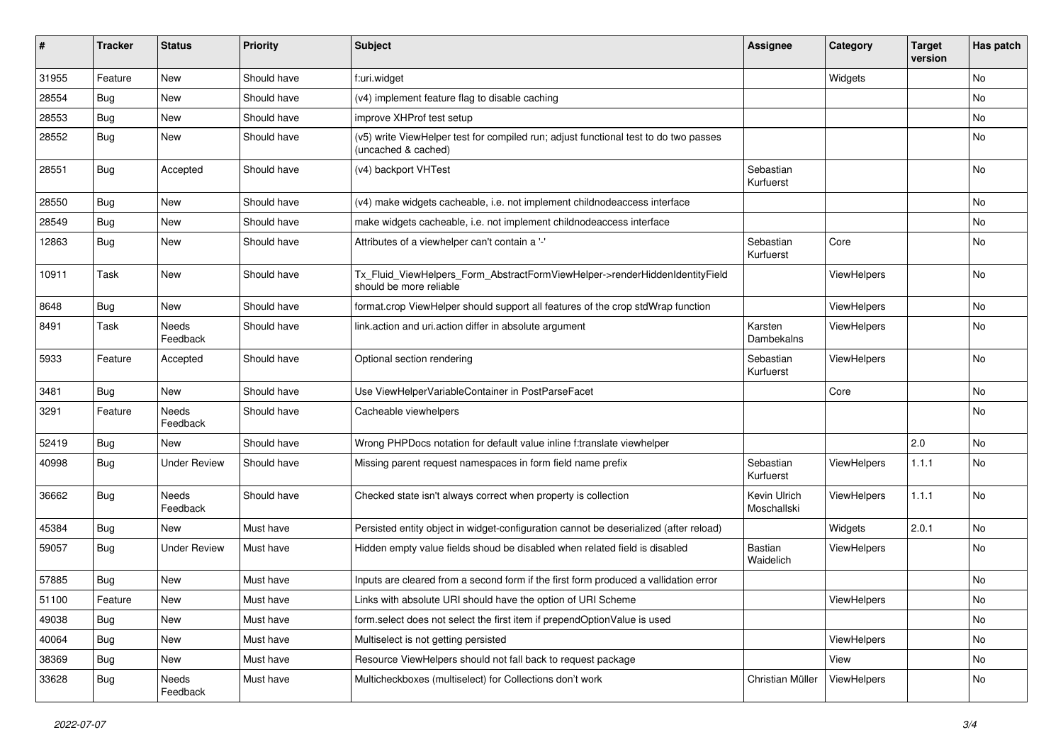| # | Tracker | Status | Priority | Subject | Assignee | Category | Target version | Has patch |
|---|---|---|---|---|---|---|---|---|
| 31955 | Feature | New | Should have | f:uri.widget | | Widgets | | No |
| 28554 | Bug | New | Should have | (v4) implement feature flag to disable caching | | | | No |
| 28553 | Bug | New | Should have | improve XHProf test setup | | | | No |
| 28552 | Bug | New | Should have | (v5) write ViewHelper test for compiled run; adjust functional test to do two passes (uncached & cached) | | | | No |
| 28551 | Bug | Accepted | Should have | (v4) backport VHTest | Sebastian Kurfuerst | | | No |
| 28550 | Bug | New | Should have | (v4) make widgets cacheable, i.e. not implement childnodeaccess interface | | | | No |
| 28549 | Bug | New | Should have | make widgets cacheable, i.e. not implement childnodeaccess interface | | | | No |
| 12863 | Bug | New | Should have | Attributes of a viewhelper can't contain a '-' | Sebastian Kurfuerst | Core | | No |
| 10911 | Task | New | Should have | Tx_Fluid_ViewHelpers_Form_AbstractFormViewHelper->renderHiddenIdentityField should be more reliable | | ViewHelpers | | No |
| 8648 | Bug | New | Should have | format.crop ViewHelper should support all features of the crop stdWrap function | | ViewHelpers | | No |
| 8491 | Task | Needs Feedback | Should have | link.action and uri.action differ in absolute argument | Karsten Dambekalns | ViewHelpers | | No |
| 5933 | Feature | Accepted | Should have | Optional section rendering | Sebastian Kurfuerst | ViewHelpers | | No |
| 3481 | Bug | New | Should have | Use ViewHelperVariableContainer in PostParseFacet | | Core | | No |
| 3291 | Feature | Needs Feedback | Should have | Cacheable viewhelpers | | | | No |
| 52419 | Bug | New | Should have | Wrong PHPDocs notation for default value inline f:translate viewhelper | | | 2.0 | No |
| 40998 | Bug | Under Review | Should have | Missing parent request namespaces in form field name prefix | Sebastian Kurfuerst | ViewHelpers | 1.1.1 | No |
| 36662 | Bug | Needs Feedback | Should have | Checked state isn't always correct when property is collection | Kevin Ulrich Moschallski | ViewHelpers | 1.1.1 | No |
| 45384 | Bug | New | Must have | Persisted entity object in widget-configuration cannot be deserialized (after reload) | | Widgets | 2.0.1 | No |
| 59057 | Bug | Under Review | Must have | Hidden empty value fields shoud be disabled when related field is disabled | Bastian Waidelich | ViewHelpers | | No |
| 57885 | Bug | New | Must have | Inputs are cleared from a second form if the first form produced a vallidation error | | | | No |
| 51100 | Feature | New | Must have | Links with absolute URI should have the option of URI Scheme | | ViewHelpers | | No |
| 49038 | Bug | New | Must have | form.select does not select the first item if prependOptionValue is used | | | | No |
| 40064 | Bug | New | Must have | Multiselect is not getting persisted | | ViewHelpers | | No |
| 38369 | Bug | New | Must have | Resource ViewHelpers should not fall back to request package | | View | | No |
| 33628 | Bug | Needs Feedback | Must have | Multicheckboxes (multiselect) for Collections don't work | Christian Müller | ViewHelpers | | No |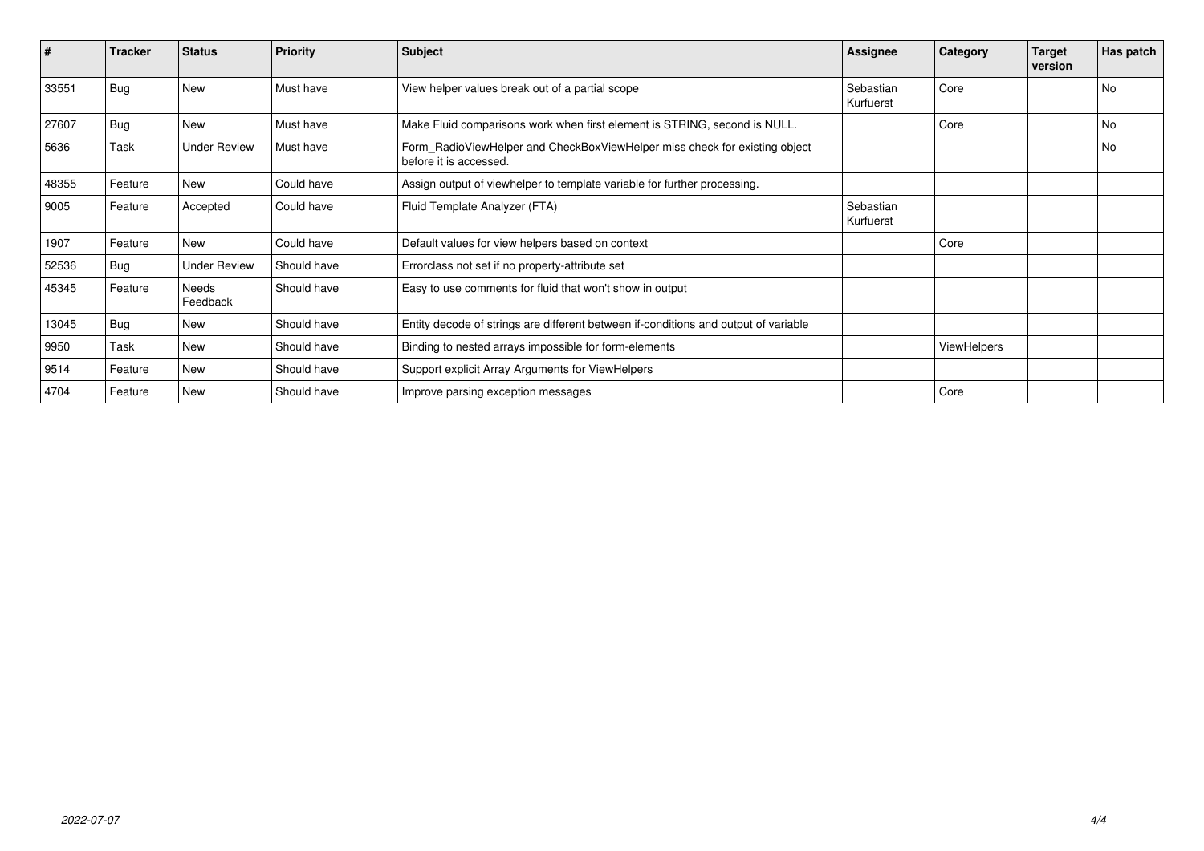| # | Tracker | Status | Priority | Subject | Assignee | Category | Target version | Has patch |
|---|---|---|---|---|---|---|---|---|
| 33551 | Bug | New | Must have | View helper values break out of a partial scope | Sebastian Kurfuerst | Core | | No |
| 27607 | Bug | New | Must have | Make Fluid comparisons work when first element is STRING, second is NULL. | | Core | | No |
| 5636 | Task | Under Review | Must have | Form_RadioViewHelper and CheckBoxViewHelper miss check for existing object before it is accessed. | | | | No |
| 48355 | Feature | New | Could have | Assign output of viewhelper to template variable for further processing. | | | | |
| 9005 | Feature | Accepted | Could have | Fluid Template Analyzer (FTA) | Sebastian Kurfuerst | | | |
| 1907 | Feature | New | Could have | Default values for view helpers based on context | | Core | | |
| 52536 | Bug | Under Review | Should have | Errorclass not set if no property-attribute set | | | | |
| 45345 | Feature | Needs Feedback | Should have | Easy to use comments for fluid that won't show in output | | | | |
| 13045 | Bug | New | Should have | Entity decode of strings are different between if-conditions and output of variable | | | | |
| 9950 | Task | New | Should have | Binding to nested arrays impossible for form-elements | | ViewHelpers | | |
| 9514 | Feature | New | Should have | Support explicit Array Arguments for ViewHelpers | | | | |
| 4704 | Feature | New | Should have | Improve parsing exception messages | | Core | | |

2022-07-07